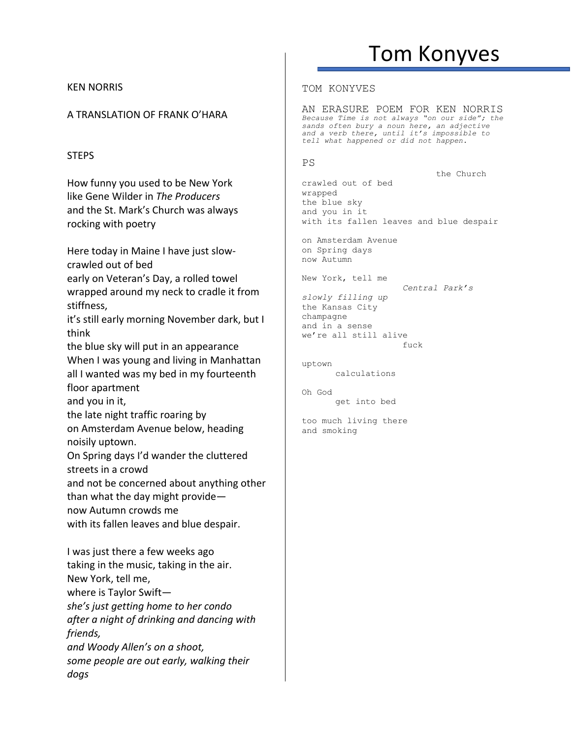KEN NORRIS

A TRANSLATION OF FRANK O'HARA

STEPS

How funny you used to be New York  
like Gene Wilder in *The Producers*  
and the St. Mark's Church was always  
rocking with poetry

Here today in Maine I have just slow-  
crawled out of bed  
early on Veteran's Day, a rolled towel  
wrapped around my neck to cradle it from  
stiffness,  
it's still early morning November dark, but I  
think  
the blue sky will put in an appearance  
When I was young and living in Manhattan  
all I wanted was my bed in my fourteenth  
floor apartment  
and you in it,  
the late night traffic roaring by  
on Amsterdam Avenue below, heading  
noisily uptown.  
On Spring days I'd wander the cluttered  
streets in a crowd  
and not be concerned about anything other  
than what the day might provide—  
now Autumn crowds me  
with its fallen leaves and blue despair.

I was just there a few weeks ago  
taking in the music, taking in the air.  
New York, tell me,  
where is Taylor Swift—  
*she's just getting home to her condo*  
*after a night of drinking and dancing with*  
*friends,*  
*and Woody Allen's on a shoot,*  
*some people are out early, walking their*  
*dogs*

TOM KONYVES

AN ERASURE POEM FOR KEN NORRIS  
*Because Time is not always "on our side"; the sands often bury a noun here, an adjective and a verb there, until it's impossible to tell what happened or did not happen.*

PS

                    the Church  
crawled out of bed  
wrapped  
the blue sky  
and you in it  
with its fallen leaves and blue despair

on Amsterdam Avenue  
on Spring days  
now Autumn

New York, tell me  
                *Central Park's*  
*slowly filling up*  
the Kansas City  
champagne  
and in a sense  
we're all still alive  
                fuck

uptown  
    calculations

Oh God  
    get into bed

too much living there  
and smoking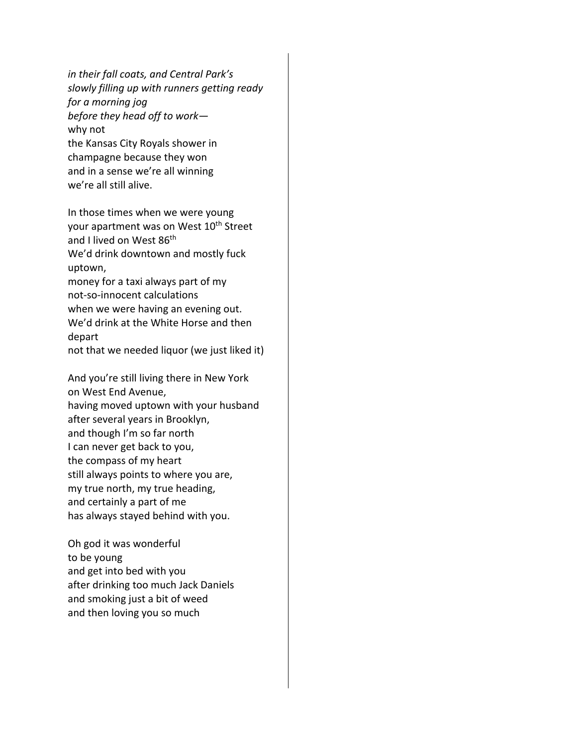*in their fall coats, and Central Park's*
*slowly filling up with runners getting ready*
*for a morning jog*
*before they head off to work—*
why not
the Kansas City Royals shower in
champagne because they won
and in a sense we're all winning
we're all still alive.

In those times when we were young
your apartment was on West 10th Street
and I lived on West 86th
We'd drink downtown and mostly fuck
uptown,
money for a taxi always part of my
not-so-innocent calculations
when we were having an evening out.
We'd drink at the White Horse and then
depart
not that we needed liquor (we just liked it)

And you're still living there in New York
on West End Avenue,
having moved uptown with your husband
after several years in Brooklyn,
and though I'm so far north
I can never get back to you,
the compass of my heart
still always points to where you are,
my true north, my true heading,
and certainly a part of me
has always stayed behind with you.

Oh god it was wonderful
to be young
and get into bed with you
after drinking too much Jack Daniels
and smoking just a bit of weed
and then loving you so much